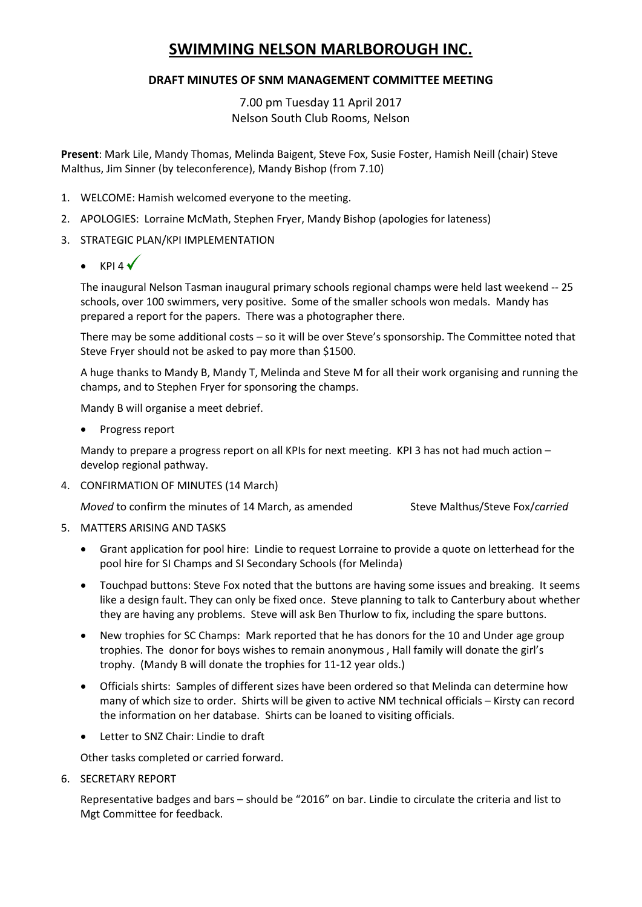# SWIMMING NELSON MARLBOROUGH INC.

### DRAFT MINUTES OF SNM MANAGEMENT COMMITTEE MEETING

7.00 pm Tuesday 11 April 2017
Nelson South Club Rooms, Nelson

**Present**: Mark Lile, Mandy Thomas, Melinda Baigent, Steve Fox, Susie Foster, Hamish Neill (chair) Steve Malthus, Jim Sinner (by teleconference), Mandy Bishop (from 7.10)

1. WELCOME: Hamish welcomed everyone to the meeting.
2. APOLOGIES: Lorraine McMath, Stephen Fryer, Mandy Bishop (apologies for lateness)
3. STRATEGIC PLAN/KPI IMPLEMENTATION

   - KPI 4 ✓

   The inaugural Nelson Tasman inaugural primary schools regional champs were held last weekend -- 25 schools, over 100 swimmers, very positive. Some of the smaller schools won medals. Mandy has prepared a report for the papers. There was a photographer there.

   There may be some additional costs – so it will be over Steve's sponsorship. The Committee noted that Steve Fryer should not be asked to pay more than $1500.

   A huge thanks to Mandy B, Mandy T, Melinda and Steve M for all their work organising and running the champs, and to Stephen Fryer for sponsoring the champs.

   Mandy B will organise a meet debrief.

   - Progress report

   Mandy to prepare a progress report on all KPIs for next meeting. KPI 3 has not had much action – develop regional pathway.

4. CONFIRMATION OF MINUTES (14 March)

   *Moved* to confirm the minutes of 14 March, as amended          Steve Malthus/Steve Fox/*carried*

5. MATTERS ARISING AND TASKS

   - Grant application for pool hire: Lindie to request Lorraine to provide a quote on letterhead for the pool hire for SI Champs and SI Secondary Schools (for Melinda)
   - Touchpad buttons: Steve Fox noted that the buttons are having some issues and breaking. It seems like a design fault. They can only be fixed once. Steve planning to talk to Canterbury about whether they are having any problems. Steve will ask Ben Thurlow to fix, including the spare buttons.
   - New trophies for SC Champs: Mark reported that he has donors for the 10 and Under age group trophies. The donor for boys wishes to remain anonymous , Hall family will donate the girl's trophy. (Mandy B will donate the trophies for 11-12 year olds.)
   - Officials shirts: Samples of different sizes have been ordered so that Melinda can determine how many of which size to order. Shirts will be given to active NM technical officials – Kirsty can record the information on her database. Shirts can be loaned to visiting officials.
   - Letter to SNZ Chair: Lindie to draft

   Other tasks completed or carried forward.

6. SECRETARY REPORT

   Representative badges and bars – should be "2016" on bar. Lindie to circulate the criteria and list to Mgt Committee for feedback.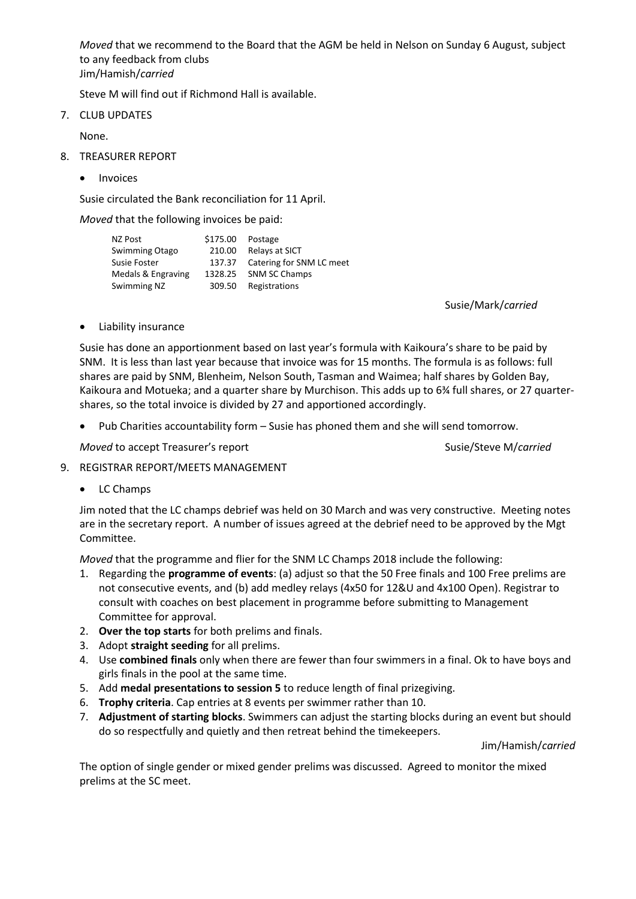*Moved* that we recommend to the Board that the AGM be held in Nelson on Sunday 6 August, subject to any feedback from clubs
Jim/Hamish/*carried*

Steve M will find out if Richmond Hall is available.

7. CLUB UPDATES

None.

8. TREASURER REPORT

- Invoices

Susie circulated the Bank reconciliation for 11 April.

*Moved* that the following invoices be paid:

| | | |
|---|---|---|
| NZ Post | \$175.00 | Postage |
| Swimming Otago | 210.00 | Relays at SICT |
| Susie Foster | 137.37 | Catering for SNM LC meet |
| Medals & Engraving | 1328.25 | SNM SC Champs |
| Swimming NZ | 309.50 | Registrations |

Susie/Mark/*carried*

- Liability insurance

Susie has done an apportionment based on last year's formula with Kaikoura's share to be paid by SNM. It is less than last year because that invoice was for 15 months. The formula is as follows: full shares are paid by SNM, Blenheim, Nelson South, Tasman and Waimea; half shares by Golden Bay, Kaikoura and Motueka; and a quarter share by Murchison. This adds up to 6¾ full shares, or 27 quarter-shares, so the total invoice is divided by 27 and apportioned accordingly.

- Pub Charities accountability form – Susie has phoned them and she will send tomorrow.

*Moved* to accept Treasurer's report Susie/Steve M/*carried*

9. REGISTRAR REPORT/MEETS MANAGEMENT

- LC Champs

Jim noted that the LC champs debrief was held on 30 March and was very constructive. Meeting notes are in the secretary report. A number of issues agreed at the debrief need to be approved by the Mgt Committee.

*Moved* that the programme and flier for the SNM LC Champs 2018 include the following:

1. Regarding the **programme of events**: (a) adjust so that the 50 Free finals and 100 Free prelims are not consecutive events, and (b) add medley relays (4x50 for 12&U and 4x100 Open). Registrar to consult with coaches on best placement in programme before submitting to Management Committee for approval.
2. **Over the top starts** for both prelims and finals.
3. Adopt **straight seeding** for all prelims.
4. Use **combined finals** only when there are fewer than four swimmers in a final. Ok to have boys and girls finals in the pool at the same time.
5. Add **medal presentations to session 5** to reduce length of final prizegiving.
6. **Trophy criteria**. Cap entries at 8 events per swimmer rather than 10.
7. **Adjustment of starting blocks**. Swimmers can adjust the starting blocks during an event but should do so respectfully and quietly and then retreat behind the timekeepers.

Jim/Hamish/*carried*

The option of single gender or mixed gender prelims was discussed. Agreed to monitor the mixed prelims at the SC meet.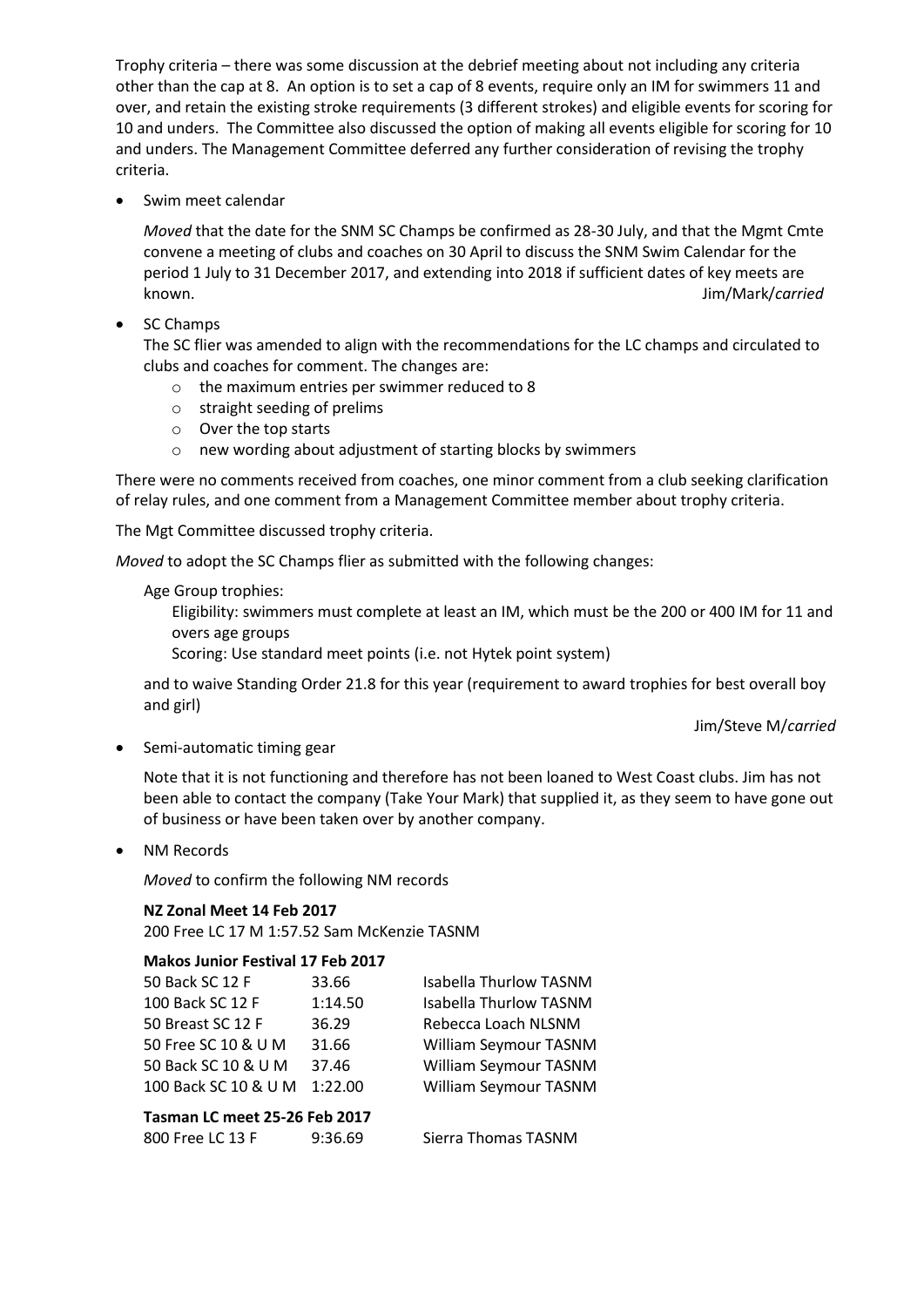Trophy criteria – there was some discussion at the debrief meeting about not including any criteria other than the cap at 8. An option is to set a cap of 8 events, require only an IM for swimmers 11 and over, and retain the existing stroke requirements (3 different strokes) and eligible events for scoring for 10 and unders. The Committee also discussed the option of making all events eligible for scoring for 10 and unders. The Management Committee deferred any further consideration of revising the trophy criteria.

- Swim meet calendar

  *Moved* that the date for the SNM SC Champs be confirmed as 28-30 July, and that the Mgmt Cmte convene a meeting of clubs and coaches on 30 April to discuss the SNM Swim Calendar for the period 1 July to 31 December 2017, and extending into 2018 if sufficient dates of key meets are known. Jim/Mark/*carried*

- SC Champs

  The SC flier was amended to align with the recommendations for the LC champs and circulated to clubs and coaches for comment. The changes are:
  - the maximum entries per swimmer reduced to 8
  - straight seeding of prelims
  - Over the top starts
  - new wording about adjustment of starting blocks by swimmers

There were no comments received from coaches, one minor comment from a club seeking clarification of relay rules, and one comment from a Management Committee member about trophy criteria.

The Mgt Committee discussed trophy criteria.

*Moved* to adopt the SC Champs flier as submitted with the following changes:

Age Group trophies:

Eligibility: swimmers must complete at least an IM, which must be the 200 or 400 IM for 11 and overs age groups

Scoring: Use standard meet points (i.e. not Hytek point system)

and to waive Standing Order 21.8 for this year (requirement to award trophies for best overall boy and girl)

Jim/Steve M/*carried*

- Semi-automatic timing gear

  Note that it is not functioning and therefore has not been loaned to West Coast clubs. Jim has not been able to contact the company (Take Your Mark) that supplied it, as they seem to have gone out of business or have been taken over by another company.

- NM Records

  *Moved* to confirm the following NM records

**NZ Zonal Meet 14 Feb 2017**

200 Free LC 17 M 1:57.52 Sam McKenzie TASNM

**Makos Junior Festival 17 Feb 2017**

| | | |
|---|---|---|
| 50 Back SC 12 F | 33.66 | Isabella Thurlow TASNM |
| 100 Back SC 12 F | 1:14.50 | Isabella Thurlow TASNM |
| 50 Breast SC 12 F | 36.29 | Rebecca Loach NLSNM |
| 50 Free SC 10 & U M | 31.66 | William Seymour TASNM |
| 50 Back SC 10 & U M | 37.46 | William Seymour TASNM |
| 100 Back SC 10 & U M | 1:22.00 | William Seymour TASNM |

**Tasman LC meet 25-26 Feb 2017**

| | | |
|---|---|---|
| 800 Free LC 13 F | 9:36.69 | Sierra Thomas TASNM |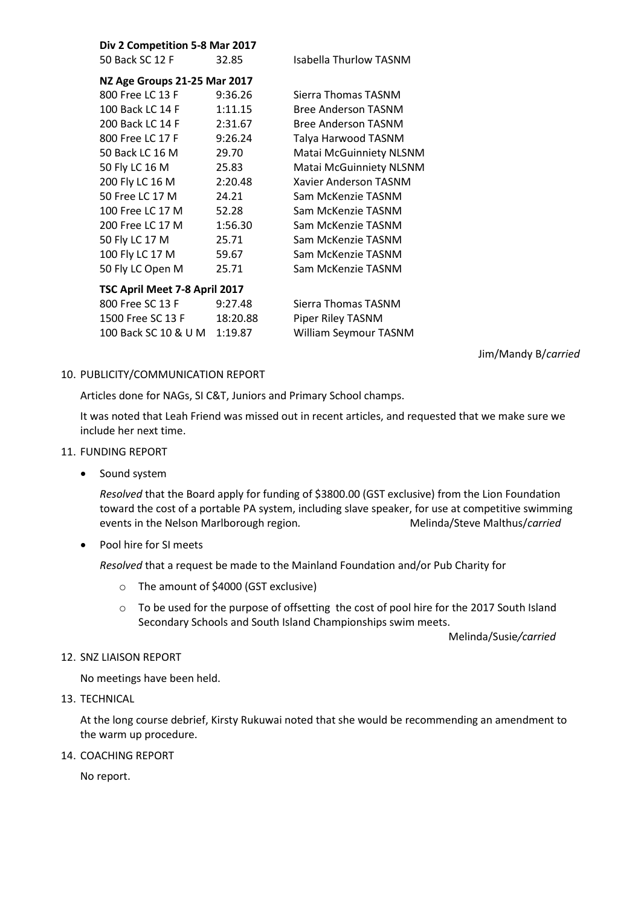**Div 2 Competition 5-8 Mar 2017**

| | | |
|---|---|---|
| 50 Back SC 12 F | 32.85 | Isabella Thurlow TASNM |

**NZ Age Groups 21-25 Mar 2017**

| | | |
|---|---|---|
| 800 Free LC 13 F | 9:36.26 | Sierra Thomas TASNM |
| 100 Back LC 14 F | 1:11.15 | Bree Anderson TASNM |
| 200 Back LC 14 F | 2:31.67 | Bree Anderson TASNM |
| 800 Free LC 17 F | 9:26.24 | Talya Harwood TASNM |
| 50 Back LC 16 M | 29.70 | Matai McGuinniety NLSNM |
| 50 Fly LC 16 M | 25.83 | Matai McGuinniety NLSNM |
| 200 Fly LC 16 M | 2:20.48 | Xavier Anderson TASNM |
| 50 Free LC 17 M | 24.21 | Sam McKenzie TASNM |
| 100 Free LC 17 M | 52.28 | Sam McKenzie TASNM |
| 200 Free LC 17 M | 1:56.30 | Sam McKenzie TASNM |
| 50 Fly LC 17 M | 25.71 | Sam McKenzie TASNM |
| 100 Fly LC 17 M | 59.67 | Sam McKenzie TASNM |
| 50 Fly LC Open M | 25.71 | Sam McKenzie TASNM |

**TSC April Meet 7-8 April 2017**

| | | |
|---|---|---|
| 800 Free SC 13 F | 9:27.48 | Sierra Thomas TASNM |
| 1500 Free SC 13 F | 18:20.88 | Piper Riley TASNM |
| 100 Back SC 10 & U M | 1:19.87 | William Seymour TASNM |

Jim/Mandy B/*carried*

10. PUBLICITY/COMMUNICATION REPORT

    Articles done for NAGs, SI C&T, Juniors and Primary School champs.

    It was noted that Leah Friend was missed out in recent articles, and requested that we make sure we include her next time.

11. FUNDING REPORT

    - Sound system

      *Resolved* that the Board apply for funding of $3800.00 (GST exclusive) from the Lion Foundation toward the cost of a portable PA system, including slave speaker, for use at competitive swimming events in the Nelson Marlborough region. Melinda/Steve Malthus/*carried*

    - Pool hire for SI meets

      *Resolved* that a request be made to the Mainland Foundation and/or Pub Charity for

      - The amount of $4000 (GST exclusive)
      - To be used for the purpose of offsetting the cost of pool hire for the 2017 South Island Secondary Schools and South Island Championships swim meets.

      Melinda/Susie/*carried*

12. SNZ LIAISON REPORT

    No meetings have been held.

13. TECHNICAL

    At the long course debrief, Kirsty Rukuwai noted that she would be recommending an amendment to the warm up procedure.

14. COACHING REPORT

    No report.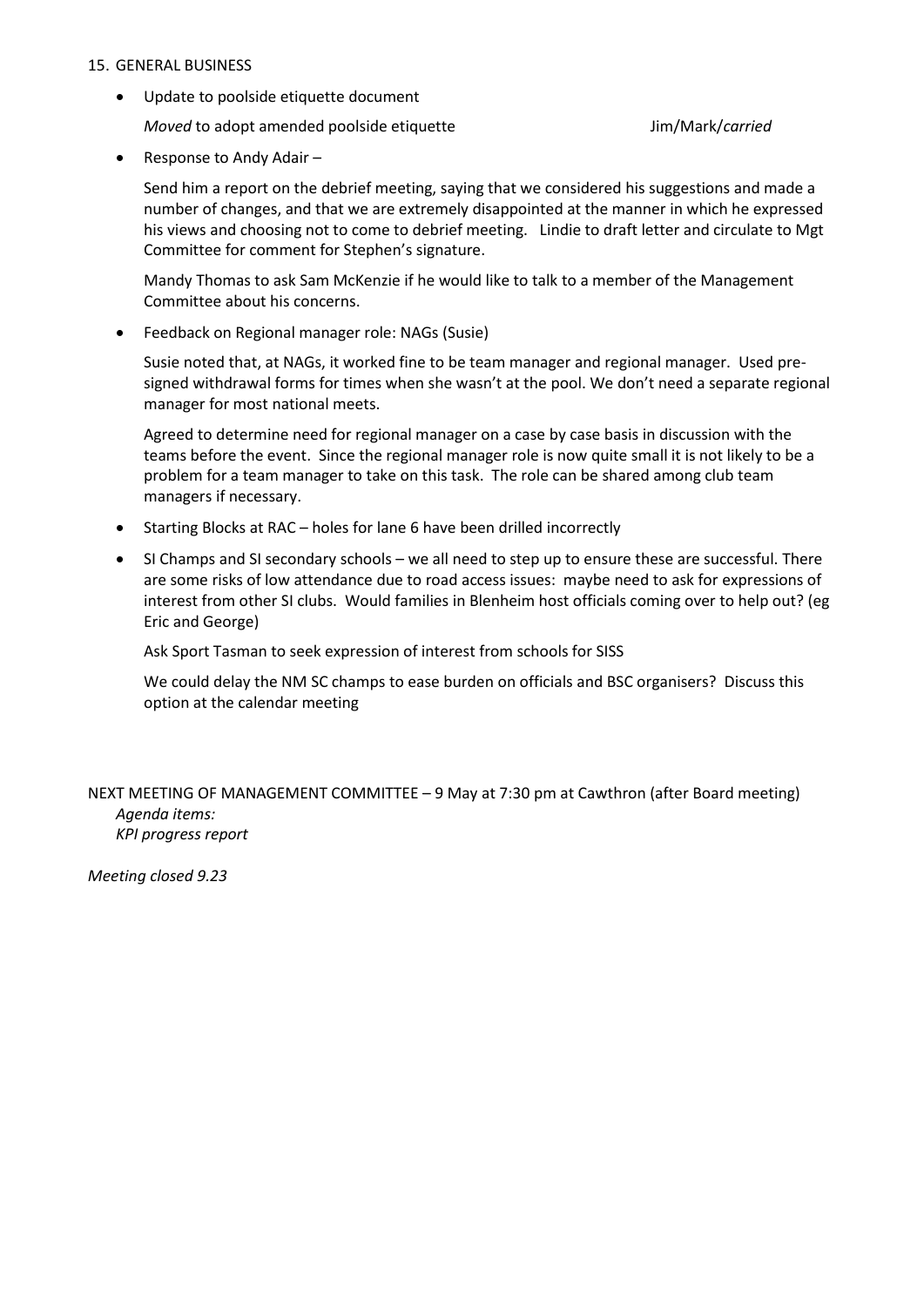15. GENERAL BUSINESS

- Update to poolside etiquette document

  *Moved* to adopt amended poolside etiquette Jim/Mark/*carried*

- Response to Andy Adair –

  Send him a report on the debrief meeting, saying that we considered his suggestions and made a number of changes, and that we are extremely disappointed at the manner in which he expressed his views and choosing not to come to debrief meeting. Lindie to draft letter and circulate to Mgt Committee for comment for Stephen's signature.

  Mandy Thomas to ask Sam McKenzie if he would like to talk to a member of the Management Committee about his concerns.

- Feedback on Regional manager role: NAGs (Susie)

  Susie noted that, at NAGs, it worked fine to be team manager and regional manager. Used pre-signed withdrawal forms for times when she wasn't at the pool. We don't need a separate regional manager for most national meets.

  Agreed to determine need for regional manager on a case by case basis in discussion with the teams before the event. Since the regional manager role is now quite small it is not likely to be a problem for a team manager to take on this task. The role can be shared among club team managers if necessary.

- Starting Blocks at RAC – holes for lane 6 have been drilled incorrectly

- SI Champs and SI secondary schools – we all need to step up to ensure these are successful. There are some risks of low attendance due to road access issues: maybe need to ask for expressions of interest from other SI clubs. Would families in Blenheim host officials coming over to help out? (eg Eric and George)

  Ask Sport Tasman to seek expression of interest from schools for SISS

  We could delay the NM SC champs to ease burden on officials and BSC organisers? Discuss this option at the calendar meeting

NEXT MEETING OF MANAGEMENT COMMITTEE – 9 May at 7:30 pm at Cawthron (after Board meeting)
*Agenda items:*
*KPI progress report*

*Meeting closed 9.23*